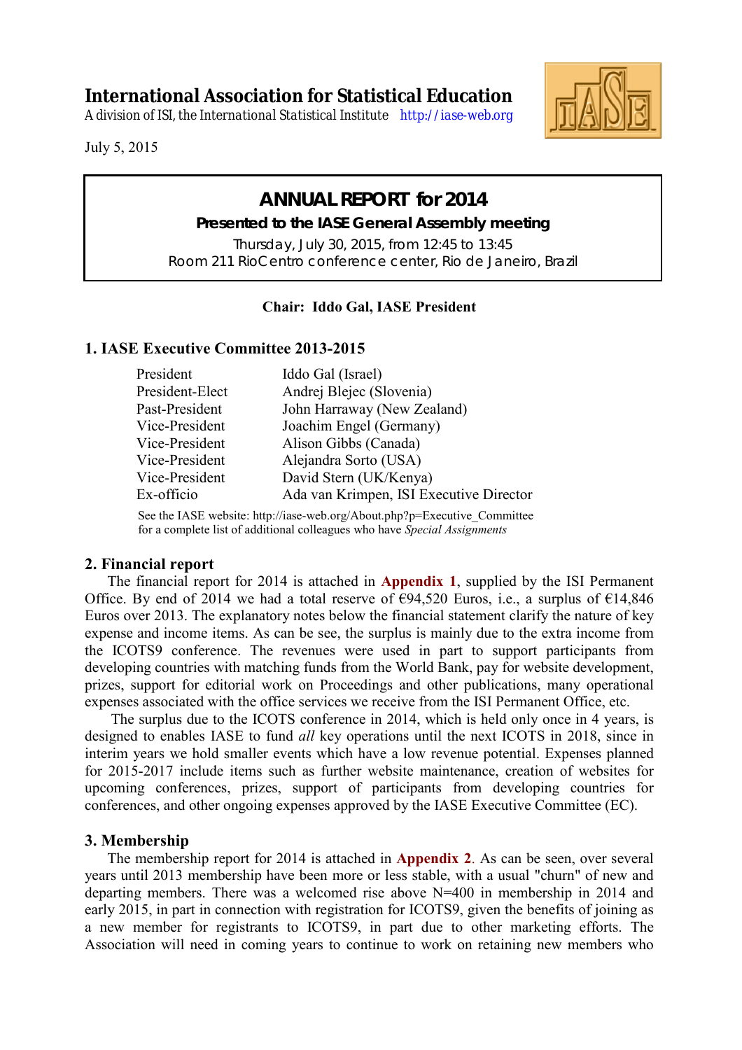# International Association for Statistical Education

*A division of ISI, the International Statistical Institute* http://iase-web.org

July 5, 2015

## ANNUAL REPORT for 2014

**Presented to the IASE General Assembly meeting**

Thursday, July 30, 2015, from 12:45 to 13:45
Room 211 RioCentro conference center, Rio de Janeiro, Brazil

**Chair: Iddo Gal, IASE President**

## 1. IASE Executive Committee 2013-2015

| | |
|---|---|
| President | Iddo Gal (Israel) |
| President-Elect | Andrej Blejec (Slovenia) |
| Past-President | John Harraway (New Zealand) |
| Vice-President | Joachim Engel (Germany) |
| Vice-President | Alison Gibbs (Canada) |
| Vice-President | Alejandra Sorto (USA) |
| Vice-President | David Stern (UK/Kenya) |
| Ex-officio | Ada van Krimpen, ISI Executive Director |

See the IASE website: http://iase-web.org/About.php?p=Executive_Committee for a complete list of additional colleagues who have *Special Assignments*

## 2. Financial report

The financial report for 2014 is attached in **Appendix 1**, supplied by the ISI Permanent Office. By end of 2014 we had a total reserve of €94,520 Euros, i.e., a surplus of €14,846 Euros over 2013. The explanatory notes below the financial statement clarify the nature of key expense and income items. As can be see, the surplus is mainly due to the extra income from the ICOTS9 conference. The revenues were used in part to support participants from developing countries with matching funds from the World Bank, pay for website development, prizes, support for editorial work on Proceedings and other publications, many operational expenses associated with the office services we receive from the ISI Permanent Office, etc.

The surplus due to the ICOTS conference in 2014, which is held only once in 4 years, is designed to enables IASE to fund *all* key operations until the next ICOTS in 2018, since in interim years we hold smaller events which have a low revenue potential. Expenses planned for 2015-2017 include items such as further website maintenance, creation of websites for upcoming conferences, prizes, support of participants from developing countries for conferences, and other ongoing expenses approved by the IASE Executive Committee (EC).

## 3. Membership

The membership report for 2014 is attached in **Appendix 2**. As can be seen, over several years until 2013 membership have been more or less stable, with a usual "churn" of new and departing members. There was a welcomed rise above N=400 in membership in 2014 and early 2015, in part in connection with registration for ICOTS9, given the benefits of joining as a new member for registrants to ICOTS9, in part due to other marketing efforts. The Association will need in coming years to continue to work on retaining new members who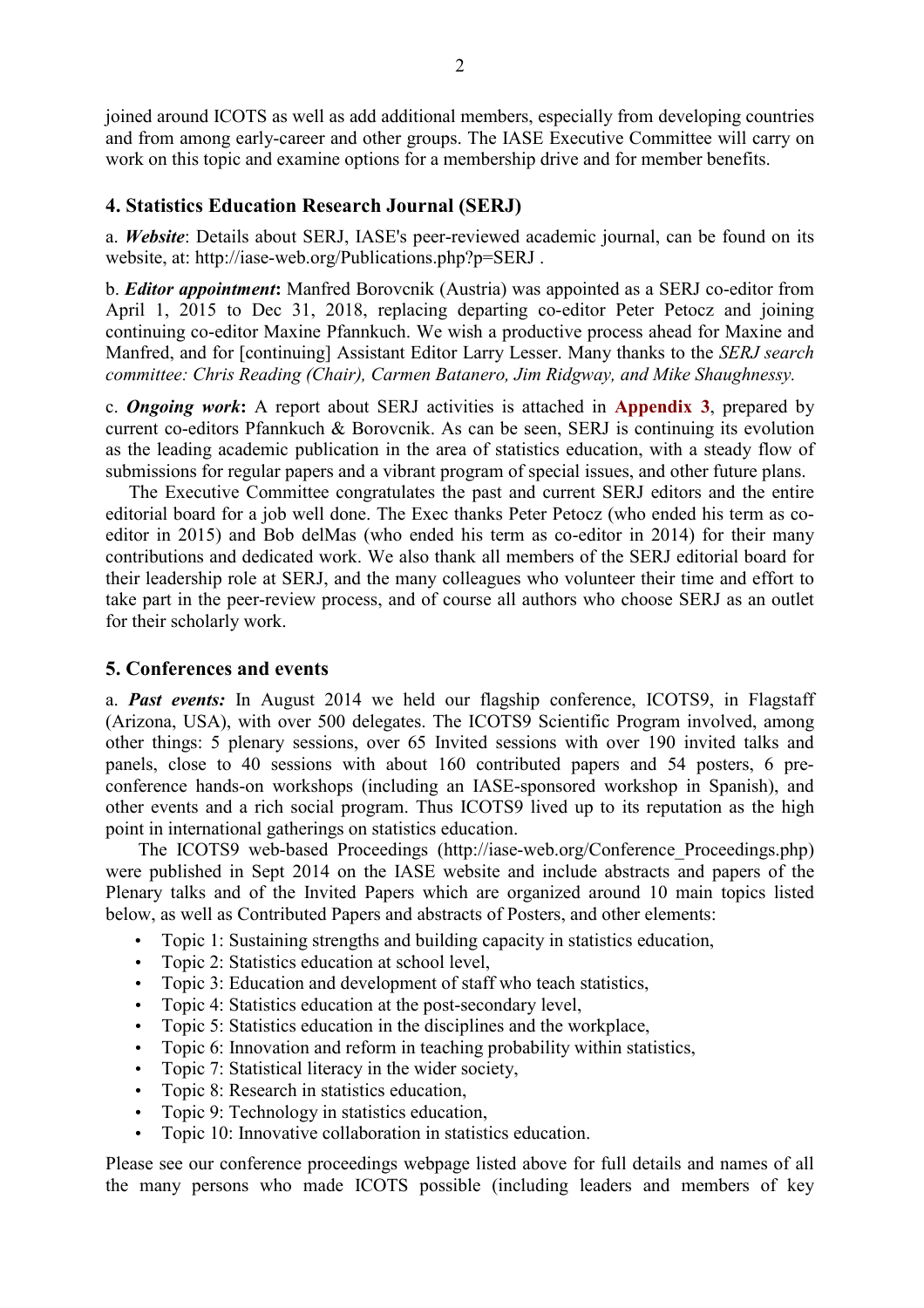joined around ICOTS as well as add additional members, especially from developing countries and from among early-career and other groups. The IASE Executive Committee will carry on work on this topic and examine options for a membership drive and for member benefits.

## 4. Statistics Education Research Journal (SERJ)

a. ***Website***: Details about SERJ, IASE's peer-reviewed academic journal, can be found on its website, at: http://iase-web.org/Publications.php?p=SERJ .

b. ***Editor appointment*:** Manfred Borovcnik (Austria) was appointed as a SERJ co-editor from April 1, 2015 to Dec 31, 2018, replacing departing co-editor Peter Petocz and joining continuing co-editor Maxine Pfannkuch. We wish a productive process ahead for Maxine and Manfred, and for [continuing] Assistant Editor Larry Lesser. Many thanks to the *SERJ search committee: Chris Reading (Chair), Carmen Batanero, Jim Ridgway, and Mike Shaughnessy.*

c. ***Ongoing work*:** A report about SERJ activities is attached in **Appendix 3**, prepared by current co-editors Pfannkuch & Borovcnik. As can be seen, SERJ is continuing its evolution as the leading academic publication in the area of statistics education, with a steady flow of submissions for regular papers and a vibrant program of special issues, and other future plans.

The Executive Committee congratulates the past and current SERJ editors and the entire editorial board for a job well done. The Exec thanks Peter Petocz (who ended his term as co-editor in 2015) and Bob delMas (who ended his term as co-editor in 2014) for their many contributions and dedicated work. We also thank all members of the SERJ editorial board for their leadership role at SERJ, and the many colleagues who volunteer their time and effort to take part in the peer-review process, and of course all authors who choose SERJ as an outlet for their scholarly work.

## 5. Conferences and events

a. ***Past events:*** In August 2014 we held our flagship conference, ICOTS9, in Flagstaff (Arizona, USA), with over 500 delegates. The ICOTS9 Scientific Program involved, among other things: 5 plenary sessions, over 65 Invited sessions with over 190 invited talks and panels, close to 40 sessions with about 160 contributed papers and 54 posters, 6 pre-conference hands-on workshops (including an IASE-sponsored workshop in Spanish), and other events and a rich social program. Thus ICOTS9 lived up to its reputation as the high point in international gatherings on statistics education.

The ICOTS9 web-based Proceedings (http://iase-web.org/Conference_Proceedings.php) were published in Sept 2014 on the IASE website and include abstracts and papers of the Plenary talks and of the Invited Papers which are organized around 10 main topics listed below, as well as Contributed Papers and abstracts of Posters, and other elements:

- Topic 1: Sustaining strengths and building capacity in statistics education,
- Topic 2: Statistics education at school level,
- Topic 3: Education and development of staff who teach statistics,
- Topic 4: Statistics education at the post-secondary level,
- Topic 5: Statistics education in the disciplines and the workplace,
- Topic 6: Innovation and reform in teaching probability within statistics,
- Topic 7: Statistical literacy in the wider society,
- Topic 8: Research in statistics education,
- Topic 9: Technology in statistics education,
- Topic 10: Innovative collaboration in statistics education.

Please see our conference proceedings webpage listed above for full details and names of all the many persons who made ICOTS possible (including leaders and members of key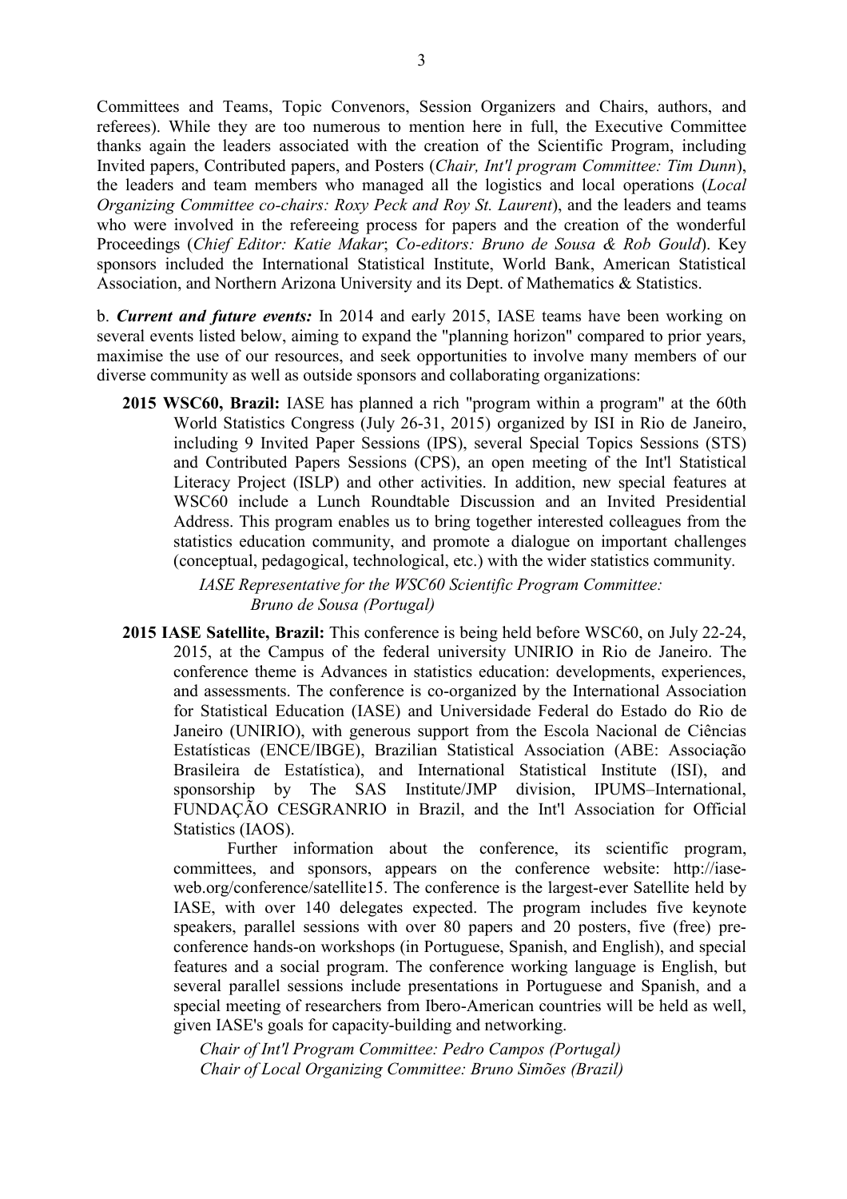Committees and Teams, Topic Convenors, Session Organizers and Chairs, authors, and referees). While they are too numerous to mention here in full, the Executive Committee thanks again the leaders associated with the creation of the Scientific Program, including Invited papers, Contributed papers, and Posters (*Chair, Int'l program Committee: Tim Dunn*), the leaders and team members who managed all the logistics and local operations (*Local Organizing Committee co-chairs: Roxy Peck and Roy St. Laurent*), and the leaders and teams who were involved in the refereeing process for papers and the creation of the wonderful Proceedings (*Chief Editor: Katie Makar*; *Co-editors: Bruno de Sousa & Rob Gould*). Key sponsors included the International Statistical Institute, World Bank, American Statistical Association, and Northern Arizona University and its Dept. of Mathematics & Statistics.

b. ***Current and future events:*** In 2014 and early 2015, IASE teams have been working on several events listed below, aiming to expand the "planning horizon" compared to prior years, maximise the use of our resources, and seek opportunities to involve many members of our diverse community as well as outside sponsors and collaborating organizations:

**2015 WSC60, Brazil:** IASE has planned a rich "program within a program" at the 60th World Statistics Congress (July 26-31, 2015) organized by ISI in Rio de Janeiro, including 9 Invited Paper Sessions (IPS), several Special Topics Sessions (STS) and Contributed Papers Sessions (CPS), an open meeting of the Int'l Statistical Literacy Project (ISLP) and other activities. In addition, new special features at WSC60 include a Lunch Roundtable Discussion and an Invited Presidential Address. This program enables us to bring together interested colleagues from the statistics education community, and promote a dialogue on important challenges (conceptual, pedagogical, technological, etc.) with the wider statistics community.

*IASE Representative for the WSC60 Scientific Program Committee: Bruno de Sousa (Portugal)*

**2015 IASE Satellite, Brazil:** This conference is being held before WSC60, on July 22-24, 2015, at the Campus of the federal university UNIRIO in Rio de Janeiro. The conference theme is Advances in statistics education: developments, experiences, and assessments. The conference is co-organized by the International Association for Statistical Education (IASE) and Universidade Federal do Estado do Rio de Janeiro (UNIRIO), with generous support from the Escola Nacional de Ciências Estatísticas (ENCE/IBGE), Brazilian Statistical Association (ABE: Associação Brasileira de Estatística), and International Statistical Institute (ISI), and sponsorship by The SAS Institute/JMP division, IPUMS–International, FUNDAÇÃO CESGRANRIO in Brazil, and the Int'l Association for Official Statistics (IAOS).

Further information about the conference, its scientific program, committees, and sponsors, appears on the conference website: http://iase-web.org/conference/satellite15. The conference is the largest-ever Satellite held by IASE, with over 140 delegates expected. The program includes five keynote speakers, parallel sessions with over 80 papers and 20 posters, five (free) pre-conference hands-on workshops (in Portuguese, Spanish, and English), and special features and a social program. The conference working language is English, but several parallel sessions include presentations in Portuguese and Spanish, and a special meeting of researchers from Ibero-American countries will be held as well, given IASE's goals for capacity-building and networking.

*Chair of Int'l Program Committee: Pedro Campos (Portugal)*
*Chair of Local Organizing Committee: Bruno Simões (Brazil)*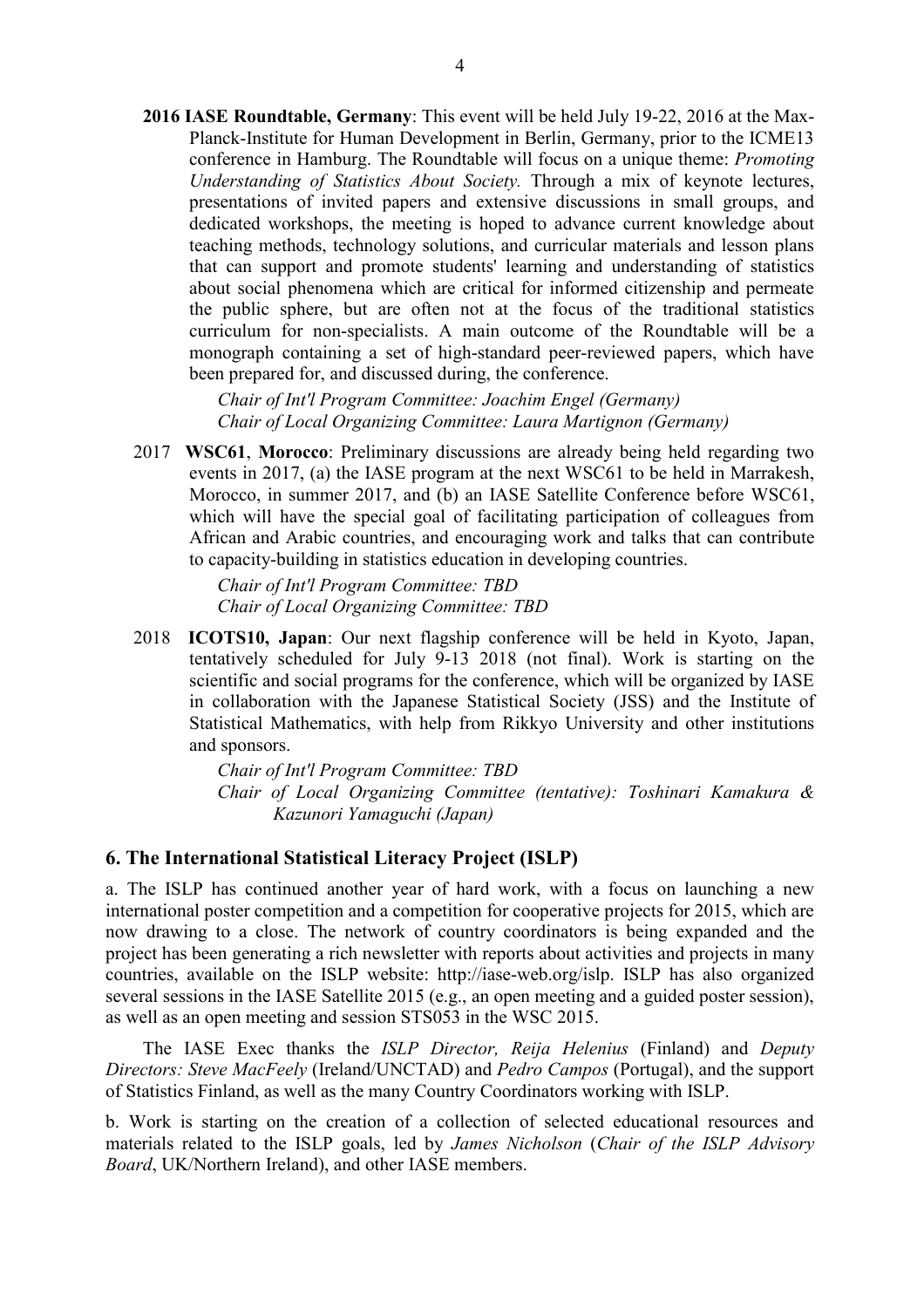**2016 IASE Roundtable, Germany**: This event will be held July 19-22, 2016 at the Max-Planck-Institute for Human Development in Berlin, Germany, prior to the ICME13 conference in Hamburg. The Roundtable will focus on a unique theme: *Promoting Understanding of Statistics About Society.* Through a mix of keynote lectures, presentations of invited papers and extensive discussions in small groups, and dedicated workshops, the meeting is hoped to advance current knowledge about teaching methods, technology solutions, and curricular materials and lesson plans that can support and promote students' learning and understanding of statistics about social phenomena which are critical for informed citizenship and permeate the public sphere, but are often not at the focus of the traditional statistics curriculum for non-specialists. A main outcome of the Roundtable will be a monograph containing a set of high-standard peer-reviewed papers, which have been prepared for, and discussed during, the conference.

*Chair of Int'l Program Committee: Joachim Engel (Germany)*
*Chair of Local Organizing Committee: Laura Martignon (Germany)*

2017 **WSC61**, **Morocco**: Preliminary discussions are already being held regarding two events in 2017, (a) the IASE program at the next WSC61 to be held in Marrakesh, Morocco, in summer 2017, and (b) an IASE Satellite Conference before WSC61, which will have the special goal of facilitating participation of colleagues from African and Arabic countries, and encouraging work and talks that can contribute to capacity-building in statistics education in developing countries.

*Chair of Int'l Program Committee: TBD*
*Chair of Local Organizing Committee: TBD*

2018 **ICOTS10, Japan**: Our next flagship conference will be held in Kyoto, Japan, tentatively scheduled for July 9-13 2018 (not final). Work is starting on the scientific and social programs for the conference, which will be organized by IASE in collaboration with the Japanese Statistical Society (JSS) and the Institute of Statistical Mathematics, with help from Rikkyo University and other institutions and sponsors.

*Chair of Int'l Program Committee: TBD*
*Chair of Local Organizing Committee (tentative): Toshinari Kamakura & Kazunori Yamaguchi (Japan)*

## 6. The International Statistical Literacy Project (ISLP)

a. The ISLP has continued another year of hard work, with a focus on launching a new international poster competition and a competition for cooperative projects for 2015, which are now drawing to a close. The network of country coordinators is being expanded and the project has been generating a rich newsletter with reports about activities and projects in many countries, available on the ISLP website: http://iase-web.org/islp. ISLP has also organized several sessions in the IASE Satellite 2015 (e.g., an open meeting and a guided poster session), as well as an open meeting and session STS053 in the WSC 2015.

The IASE Exec thanks the *ISLP Director, Reija Helenius* (Finland) and *Deputy Directors: Steve MacFeely* (Ireland/UNCTAD) and *Pedro Campos* (Portugal), and the support of Statistics Finland, as well as the many Country Coordinators working with ISLP.

b. Work is starting on the creation of a collection of selected educational resources and materials related to the ISLP goals, led by *James Nicholson* (*Chair of the ISLP Advisory Board*, UK/Northern Ireland), and other IASE members.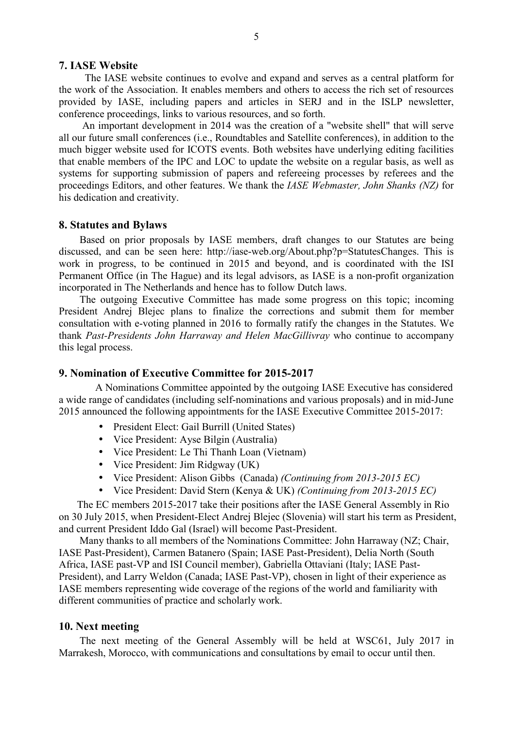## 7. IASE Website

The IASE website continues to evolve and expand and serves as a central platform for the work of the Association. It enables members and others to access the rich set of resources provided by IASE, including papers and articles in SERJ and in the ISLP newsletter, conference proceedings, links to various resources, and so forth.

An important development in 2014 was the creation of a "website shell" that will serve all our future small conferences (i.e., Roundtables and Satellite conferences), in addition to the much bigger website used for ICOTS events. Both websites have underlying editing facilities that enable members of the IPC and LOC to update the website on a regular basis, as well as systems for supporting submission of papers and refereeing processes by referees and the proceedings Editors, and other features. We thank the *IASE Webmaster, John Shanks (NZ)* for his dedication and creativity.

## 8. Statutes and Bylaws

Based on prior proposals by IASE members, draft changes to our Statutes are being discussed, and can be seen here: http://iase-web.org/About.php?p=StatutesChanges. This is work in progress, to be continued in 2015 and beyond, and is coordinated with the ISI Permanent Office (in The Hague) and its legal advisors, as IASE is a non-profit organization incorporated in The Netherlands and hence has to follow Dutch laws.

The outgoing Executive Committee has made some progress on this topic; incoming President Andrej Blejec plans to finalize the corrections and submit them for member consultation with e-voting planned in 2016 to formally ratify the changes in the Statutes. We thank *Past-Presidents John Harraway and Helen MacGillivray* who continue to accompany this legal process.

## 9. Nomination of Executive Committee for 2015-2017

A Nominations Committee appointed by the outgoing IASE Executive has considered a wide range of candidates (including self-nominations and various proposals) and in mid-June 2015 announced the following appointments for the IASE Executive Committee 2015-2017:

- President Elect: Gail Burrill (United States)
- Vice President: Ayse Bilgin (Australia)
- Vice President: Le Thi Thanh Loan (Vietnam)
- Vice President: Jim Ridgway (UK)
- Vice President: Alison Gibbs (Canada) *(Continuing from 2013-2015 EC)*
- Vice President: David Stern (Kenya & UK) *(Continuing from 2013-2015 EC)*

The EC members 2015-2017 take their positions after the IASE General Assembly in Rio on 30 July 2015, when President-Elect Andrej Blejec (Slovenia) will start his term as President, and current President Iddo Gal (Israel) will become Past-President.

Many thanks to all members of the Nominations Committee: John Harraway (NZ; Chair, IASE Past-President), Carmen Batanero (Spain; IASE Past-President), Delia North (South Africa, IASE past-VP and ISI Council member), Gabriella Ottaviani (Italy; IASE Past-President), and Larry Weldon (Canada; IASE Past-VP), chosen in light of their experience as IASE members representing wide coverage of the regions of the world and familiarity with different communities of practice and scholarly work.

## 10. Next meeting

The next meeting of the General Assembly will be held at WSC61, July 2017 in Marrakesh, Morocco, with communications and consultations by email to occur until then.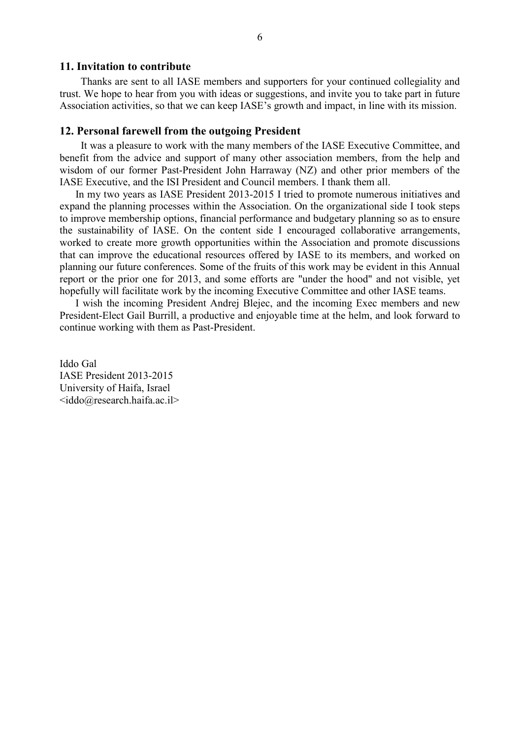## 11. Invitation to contribute

Thanks are sent to all IASE members and supporters for your continued collegiality and trust. We hope to hear from you with ideas or suggestions, and invite you to take part in future Association activities, so that we can keep IASE's growth and impact, in line with its mission.

## 12. Personal farewell from the outgoing President

It was a pleasure to work with the many members of the IASE Executive Committee, and benefit from the advice and support of many other association members, from the help and wisdom of our former Past-President John Harraway (NZ) and other prior members of the IASE Executive, and the ISI President and Council members. I thank them all.

In my two years as IASE President 2013-2015 I tried to promote numerous initiatives and expand the planning processes within the Association. On the organizational side I took steps to improve membership options, financial performance and budgetary planning so as to ensure the sustainability of IASE. On the content side I encouraged collaborative arrangements, worked to create more growth opportunities within the Association and promote discussions that can improve the educational resources offered by IASE to its members, and worked on planning our future conferences. Some of the fruits of this work may be evident in this Annual report or the prior one for 2013, and some efforts are "under the hood" and not visible, yet hopefully will facilitate work by the incoming Executive Committee and other IASE teams.

I wish the incoming President Andrej Blejec, and the incoming Exec members and new President-Elect Gail Burrill, a productive and enjoyable time at the helm, and look forward to continue working with them as Past-President.

Iddo Gal
IASE President 2013-2015
University of Haifa, Israel
<iddo@research.haifa.ac.il>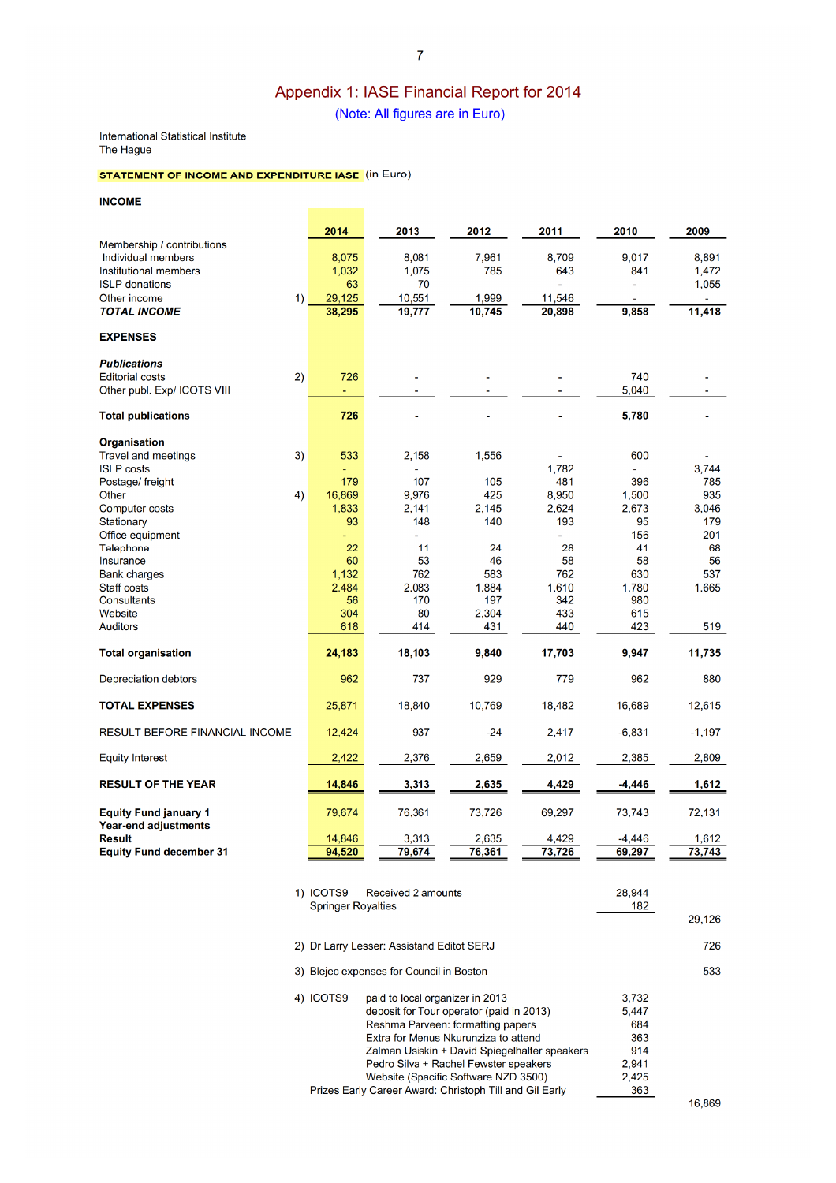# Appendix 1: IASE Financial Report for 2014

(Note: All figures are in Euro)

International Statistical Institute
The Hague

**STATEMENT OF INCOME AND EXPENDITURE IASE** (in Euro)

**INCOME**

| | | 2014 | 2013 | 2012 | 2011 | 2010 | 2009 |
|---|---|---|---|---|---|---|---|
| Membership / contributions | | | | | | | |
| Individual members | | 8,075 | 8,081 | 7,961 | 8,709 | 9,017 | 8,891 |
| Institutional members | | 1,032 | 1,075 | 785 | 643 | 841 | 1,472 |
| ISLP donations | | 63 | 70 | | - | - | 1,055 |
| Other income | 1) | 29,125 | 10,551 | 1,999 | 11,546 | - | - |
| ***TOTAL INCOME*** | | **38,295** | **19,777** | **10,745** | **20,898** | **9,858** | **11,418** |
| **EXPENSES** | | | | | | | |
| ***Publications*** | | | | | | | |
| Editorial costs | 2) | 726 | - | - | - | 740 | - |
| Other publ. Exp/ ICOTS VIII | | - | - | - | - | 5,040 | - |
| **Total publications** | | **726** | **-** | **-** | **-** | **5,780** | **-** |
| **Organisation** | | | | | | | |
| Travel and meetings | 3) | 533 | 2,158 | 1,556 | - | 600 | - |
| ISLP costs | | - | - | | 1,782 | - | 3,744 |
| Postage/ freight | | 179 | 107 | 105 | 481 | 396 | 785 |
| Other | 4) | 16,869 | 9,976 | 425 | 8,950 | 1,500 | 935 |
| Computer costs | | 1,833 | 2,141 | 2,145 | 2,624 | 2,673 | 3,046 |
| Stationary | | 93 | 148 | 140 | 193 | 95 | 179 |
| Office equipment | | - | - | | - | 156 | 201 |
| Telephone | | 22 | 11 | 24 | 28 | 41 | 68 |
| Insurance | | 60 | 53 | 46 | 58 | 58 | 56 |
| Bank charges | | 1,132 | 762 | 583 | 762 | 630 | 537 |
| Staff costs | | 2,484 | 2,083 | 1,884 | 1,610 | 1,780 | 1,665 |
| Consultants | | 56 | 170 | 197 | 342 | 980 | |
| Website | | 304 | 80 | 2,304 | 433 | 615 | |
| Auditors | | 618 | 414 | 431 | 440 | 423 | 519 |
| **Total organisation** | | **24,183** | **18,103** | **9,840** | **17,703** | **9,947** | **11,735** |
| Depreciation debtors | | 962 | 737 | 929 | 779 | 962 | 880 |
| **TOTAL EXPENSES** | | 25,871 | 18,840 | 10,769 | 18,482 | 16,689 | 12,615 |
| RESULT BEFORE FINANCIAL INCOME | | 12,424 | 937 | -24 | 2,417 | -6,831 | -1,197 |
| Equity Interest | | 2,422 | 2,376 | 2,659 | 2,012 | 2,385 | 2,809 |
| **RESULT OF THE YEAR** | | **14,846** | **3,313** | **2,635** | **4,429** | **-4,446** | **1,612** |
| **Equity Fund january 1** | | 79,674 | 76,361 | 73,726 | 69,297 | 73,743 | 72,131 |
| **Year-end adjustments** | | | | | | | |
| **Result** | | 14,846 | 3,313 | 2,635 | 4,429 | -4,446 | 1,612 |
| **Equity Fund december 31** | | **94,520** | **79,674** | **76,361** | **73,726** | **69,297** | **73,743** |

1) ICOTS9 Received 2 amounts 28,944
Springer Royalties 182
29,126

2) Dr Larry Lesser: Assistand Editot SERJ 726

3) Blejec expenses for Council in Boston 533

4) ICOTS9
- paid to local organizer in 2013 3,732
- deposit for Tour operator (paid in 2013) 5,447
- Reshma Parveen: formatting papers 684
- Extra for Menus Nkurunziza to attend 363
- Zalman Usiskin + David Spiegelhalter speakers 914
- Pedro Silva + Rachel Fewster speakers 2,941
- Website (Spacific Software NZD 3500) 2,425

Prizes Early Career Award: Christoph Till and Gil Early 363

16,869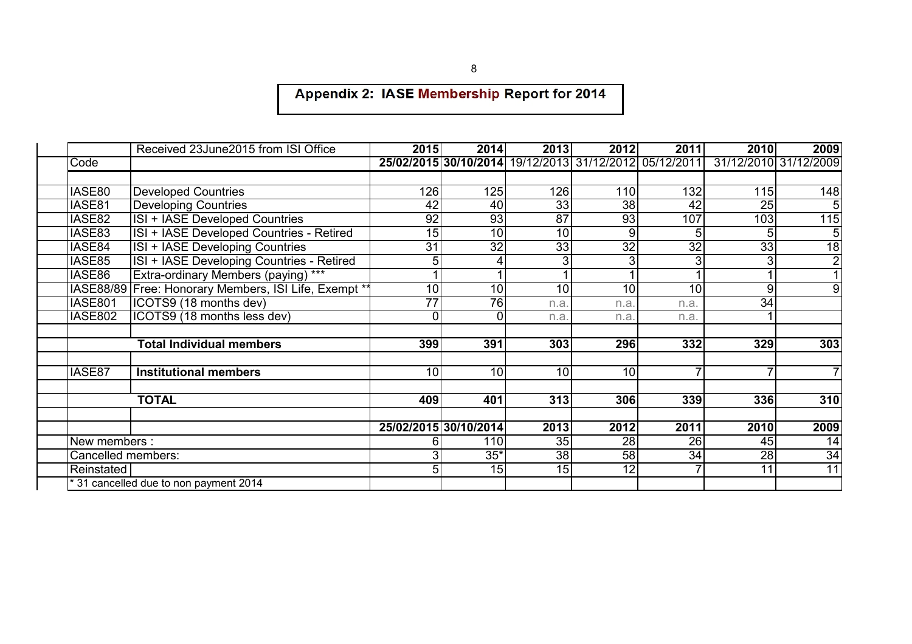# Appendix 2: IASE Membership Report for 2014

| | Received 23June2015 from ISI Office | 2015 | 2014 | 2013 | 2012 | 2011 | 2010 | 2009 |
|---|---|---|---|---|---|---|---|---|
| Code | | 25/02/2015 | 30/10/2014 | 19/12/2013 | 31/12/2012 | 05/12/2011 | 31/12/2010 | 31/12/2009 |
| | | | | | | | | |
| IASE80 | Developed Countries | 126 | 125 | 126 | 110 | 132 | 115 | 148 |
| IASE81 | Developing Countries | 42 | 40 | 33 | 38 | 42 | 25 | 5 |
| IASE82 | ISI + IASE Developed Countries | 92 | 93 | 87 | 93 | 107 | 103 | 115 |
| IASE83 | ISI + IASE Developed Countries - Retired | 15 | 10 | 10 | 9 | 5 | 5 | 5 |
| IASE84 | ISI + IASE Developing Countries | 31 | 32 | 33 | 32 | 32 | 33 | 18 |
| IASE85 | ISI + IASE Developing Countries - Retired | 5 | 4 | 3 | 3 | 3 | 3 | 2 |
| IASE86 | Extra-ordinary Members (paying) *** | 1 | 1 | 1 | 1 | 1 | 1 | 1 |
| IASE88/89 | Free: Honorary Members, ISI Life, Exempt ** | 10 | 10 | 10 | 10 | 10 | 9 | 9 |
| IASE801 | ICOTS9 (18 months dev) | 77 | 76 | n.a. | n.a. | n.a. | 34 | |
| IASE802 | ICOTS9 (18 months less dev) | 0 | 0 | n.a. | n.a. | n.a. | 1 | |
| | | | | | | | | |
| | **Total Individual members** | **399** | **391** | **303** | **296** | **332** | **329** | **303** |
| | | | | | | | | |
| IASE87 | **Institutional members** | 10 | 10 | 10 | 10 | 7 | 7 | 7 |
| | | | | | | | | |
| | **TOTAL** | **409** | **401** | **313** | **306** | **339** | **336** | **310** |
| | | | | | | | | |
| | | **25/02/2015** | **30/10/2014** | **2013** | **2012** | **2011** | **2010** | **2009** |
| New members : | | 6 | 110 | 35 | 28 | 26 | 45 | 14 |
| Cancelled members: | | 3 | 35* | 38 | 58 | 34 | 28 | 34 |
| Reinstated | | 5 | 15 | 15 | 12 | 7 | 11 | 11 |
| * 31 cancelled due to non payment 2014 | | | | | | | | |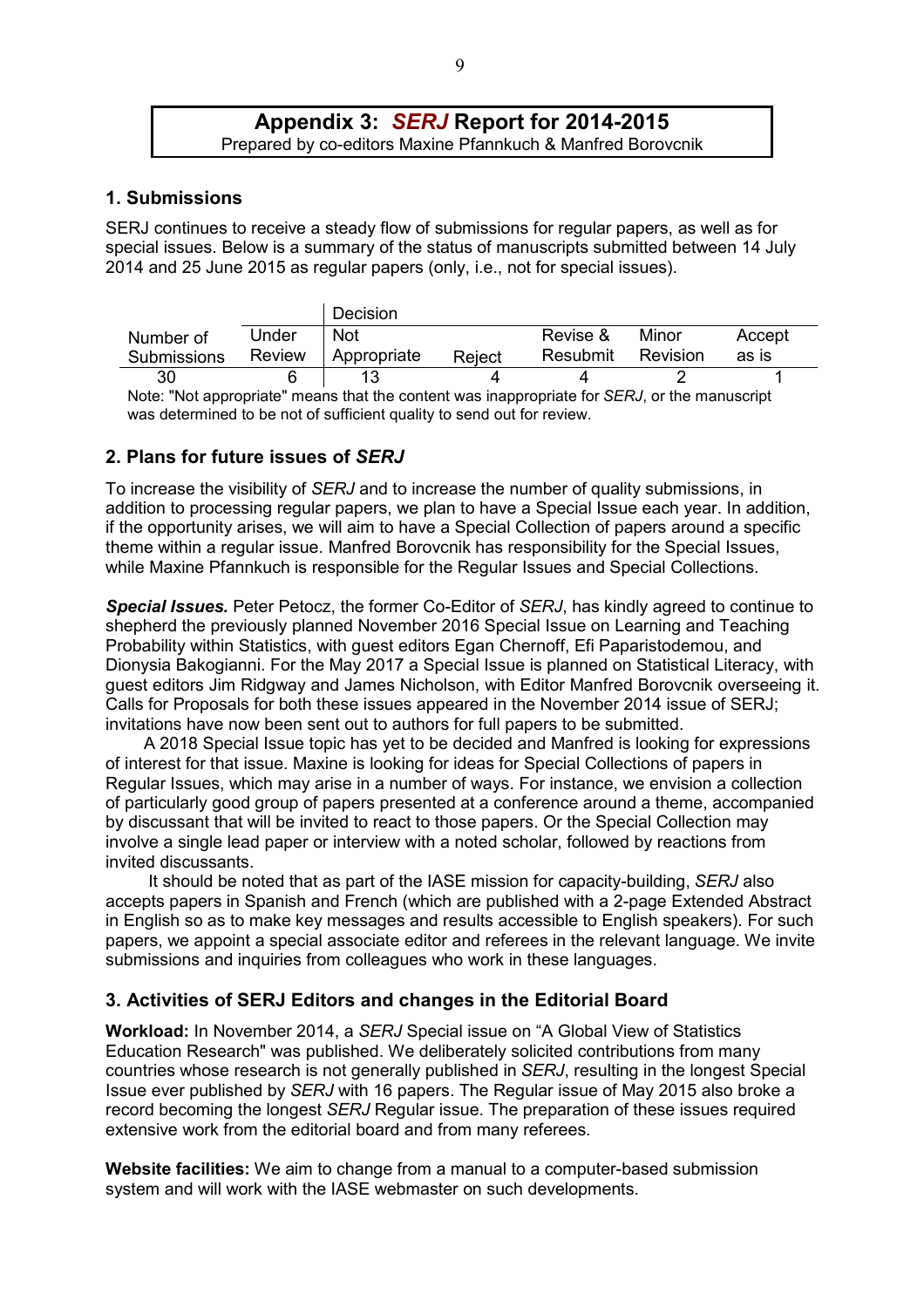# Appendix 3: *SERJ* Report for 2014-2015

Prepared by co-editors Maxine Pfannkuch & Manfred Borovcnik

## 1. Submissions

SERJ continues to receive a steady flow of submissions for regular papers, as well as for special issues. Below is a summary of the status of manuscripts submitted between 14 July 2014 and 25 June 2015 as regular papers (only, i.e., not for special issues).

| | | Decision | | | | |
|---|---|---|---|---|---|---|
| Number of Submissions | Under Review | Not Appropriate | Reject | Revise & Resubmit | Minor Revision | Accept as is |
| 30 | 6 | 13 | 4 | 4 | 2 | 1 |

Note: "Not appropriate" means that the content was inappropriate for *SERJ*, or the manuscript was determined to be not of sufficient quality to send out for review.

## 2. Plans for future issues of *SERJ*

To increase the visibility of *SERJ* and to increase the number of quality submissions, in addition to processing regular papers, we plan to have a Special Issue each year. In addition, if the opportunity arises, we will aim to have a Special Collection of papers around a specific theme within a regular issue. Manfred Borovcnik has responsibility for the Special Issues, while Maxine Pfannkuch is responsible for the Regular Issues and Special Collections.

***Special Issues.*** Peter Petocz, the former Co-Editor of *SERJ*, has kindly agreed to continue to shepherd the previously planned November 2016 Special Issue on Learning and Teaching Probability within Statistics, with guest editors Egan Chernoff, Efi Paparistodemou, and Dionysia Bakogianni. For the May 2017 a Special Issue is planned on Statistical Literacy, with guest editors Jim Ridgway and James Nicholson, with Editor Manfred Borovcnik overseeing it. Calls for Proposals for both these issues appeared in the November 2014 issue of SERJ; invitations have now been sent out to authors for full papers to be submitted.

A 2018 Special Issue topic has yet to be decided and Manfred is looking for expressions of interest for that issue. Maxine is looking for ideas for Special Collections of papers in Regular Issues, which may arise in a number of ways. For instance, we envision a collection of particularly good group of papers presented at a conference around a theme, accompanied by discussant that will be invited to react to those papers. Or the Special Collection may involve a single lead paper or interview with a noted scholar, followed by reactions from invited discussants.

It should be noted that as part of the IASE mission for capacity-building, *SERJ* also accepts papers in Spanish and French (which are published with a 2-page Extended Abstract in English so as to make key messages and results accessible to English speakers). For such papers, we appoint a special associate editor and referees in the relevant language. We invite submissions and inquiries from colleagues who work in these languages.

## 3. Activities of SERJ Editors and changes in the Editorial Board

**Workload:** In November 2014, a *SERJ* Special issue on "A Global View of Statistics Education Research" was published. We deliberately solicited contributions from many countries whose research is not generally published in *SERJ*, resulting in the longest Special Issue ever published by *SERJ* with 16 papers. The Regular issue of May 2015 also broke a record becoming the longest *SERJ* Regular issue. The preparation of these issues required extensive work from the editorial board and from many referees.

**Website facilities:** We aim to change from a manual to a computer-based submission system and will work with the IASE webmaster on such developments.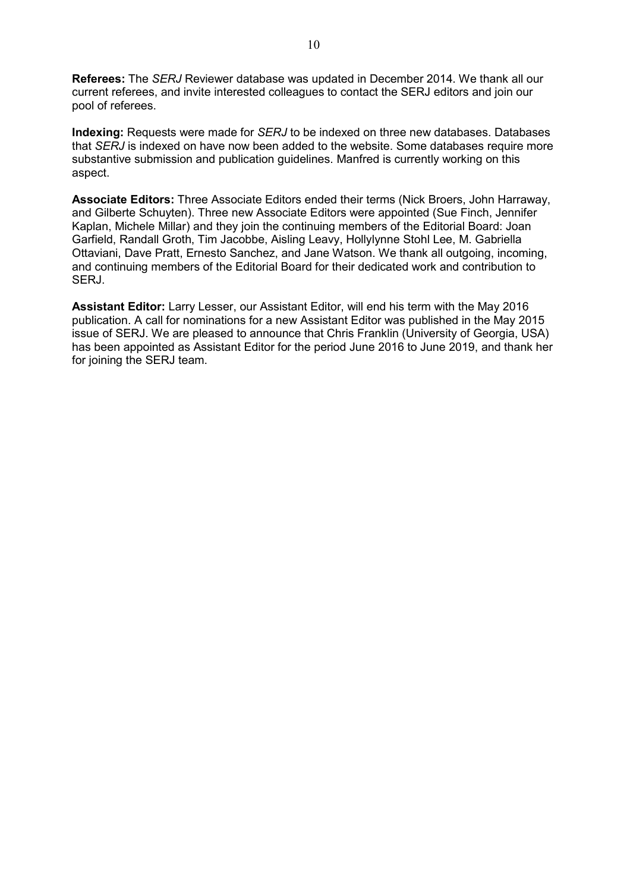**Referees:** The *SERJ* Reviewer database was updated in December 2014. We thank all our current referees, and invite interested colleagues to contact the SERJ editors and join our pool of referees.

**Indexing:** Requests were made for *SERJ* to be indexed on three new databases. Databases that *SERJ* is indexed on have now been added to the website. Some databases require more substantive submission and publication guidelines. Manfred is currently working on this aspect.

**Associate Editors:** Three Associate Editors ended their terms (Nick Broers, John Harraway, and Gilberte Schuyten). Three new Associate Editors were appointed (Sue Finch, Jennifer Kaplan, Michele Millar) and they join the continuing members of the Editorial Board: Joan Garfield, Randall Groth, Tim Jacobbe, Aisling Leavy, Hollylynne Stohl Lee, M. Gabriella Ottaviani, Dave Pratt, Ernesto Sanchez, and Jane Watson. We thank all outgoing, incoming, and continuing members of the Editorial Board for their dedicated work and contribution to SERJ.

**Assistant Editor:** Larry Lesser, our Assistant Editor, will end his term with the May 2016 publication. A call for nominations for a new Assistant Editor was published in the May 2015 issue of SERJ. We are pleased to announce that Chris Franklin (University of Georgia, USA) has been appointed as Assistant Editor for the period June 2016 to June 2019, and thank her for joining the SERJ team.